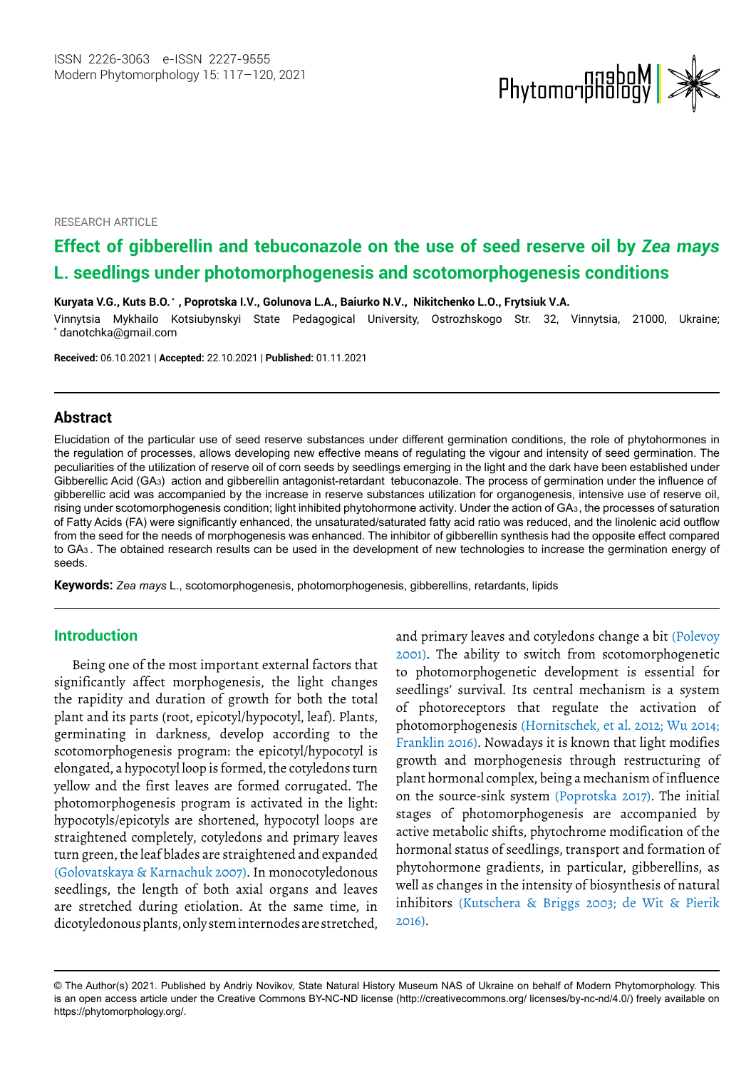RESEARCH ARTICLE

# Effect of gibberellin and tebuconazole on the use of seed reserve oil by *Zea mays* L. seedlings under photomorphogenesis and scotomorphogenesis conditions

**Kuryata V.G., Kuts B.O.\*, Poprotska I.V., Golunova L.A., Baiurko N.V., Nikitchenko L.O., Frytsiuk V.A.**

Vinnytsia Mykhailo Kotsiubynskyi State Pedagogical University, Ostrozhskogo Str. 32, Vinnytsia, 21000, Ukraine; \* danotchka@gmail.com

**Received:** 06.10.2021 | **Accepted:** 22.10.2021 | **Published:** 01.11.2021

## Abstract

Elucidation of the particular use of seed reserve substances under different germination conditions, the role of phytohormones in the regulation of processes, allows developing new effective means of regulating the vigour and intensity of seed germination. The peculiarities of the utilization of reserve oil of corn seeds by seedlings emerging in the light and the dark have been established under Gibberellic Acid ($GA_3$) action and gibberellin antagonist-retardant tebuconazole. The process of germination under the influence of gibberellic acid was accompanied by the increase in reserve substances utilization for organogenesis, intensive use of reserve oil, rising under scotomorphogenesis condition; light inhibited phytohormone activity. Under the action of $GA_3$, the processes of saturation of Fatty Acids (FA) were significantly enhanced, the unsaturated/saturated fatty acid ratio was reduced, and the linolenic acid outflow from the seed for the needs of morphogenesis was enhanced. The inhibitor of gibberellin synthesis had the opposite effect compared to $GA_3$. The obtained research results can be used in the development of new technologies to increase the germination energy of seeds.

**Keywords:** *Zea mays* L., scotomorphogenesis, photomorphogenesis, gibberellins, retardants, lipids

## Introduction

Being one of the most important external factors that significantly affect morphogenesis, the light changes the rapidity and duration of growth for both the total plant and its parts (root, epicotyl/hypocotyl, leaf). Plants, germinating in darkness, develop according to the scotomorphogenesis program: the epicotyl/hypocotyl is elongated, a hypocotyl loop is formed, the cotyledons turn yellow and the first leaves are formed corrugated. The photomorphogenesis program is activated in the light: hypocotyls/epicotyls are shortened, hypocotyl loops are straightened completely, cotyledons and primary leaves turn green, the leaf blades are straightened and expanded (Golovatskaya & Karnachuk 2007). In monocotyledonous seedlings, the length of both axial organs and leaves are stretched during etiolation. At the same time, in dicotyledonous plants, only stem internodes are stretched, and primary leaves and cotyledons change a bit (Polevoy 2001). The ability to switch from scotomorphogenetic to photomorphogenetic development is essential for seedlings' survival. Its central mechanism is a system of photoreceptors that regulate the activation of photomorphogenesis (Hornitschek, et al. 2012; Wu 2014; Franklin 2016). Nowadays it is known that light modifies growth and morphogenesis through restructuring of plant hormonal complex, being a mechanism of influence on the source-sink system (Poprotska 2017). The initial stages of photomorphogenesis are accompanied by active metabolic shifts, phytochrome modification of the hormonal status of seedlings, transport and formation of phytohormone gradients, in particular, gibberellins, as well as changes in the intensity of biosynthesis of natural inhibitors (Kutschera & Briggs 2003; de Wit & Pierik 2016).

© The Author(s) 2021. Published by Andriy Novikov, State Natural History Museum NAS of Ukraine on behalf of Modern Phytomorphology. This is an open access article under the Creative Commons BY-NC-ND license (http://creativecommons.org/ licenses/by-nc-nd/4.0/) freely available on https://phytomorphology.org/.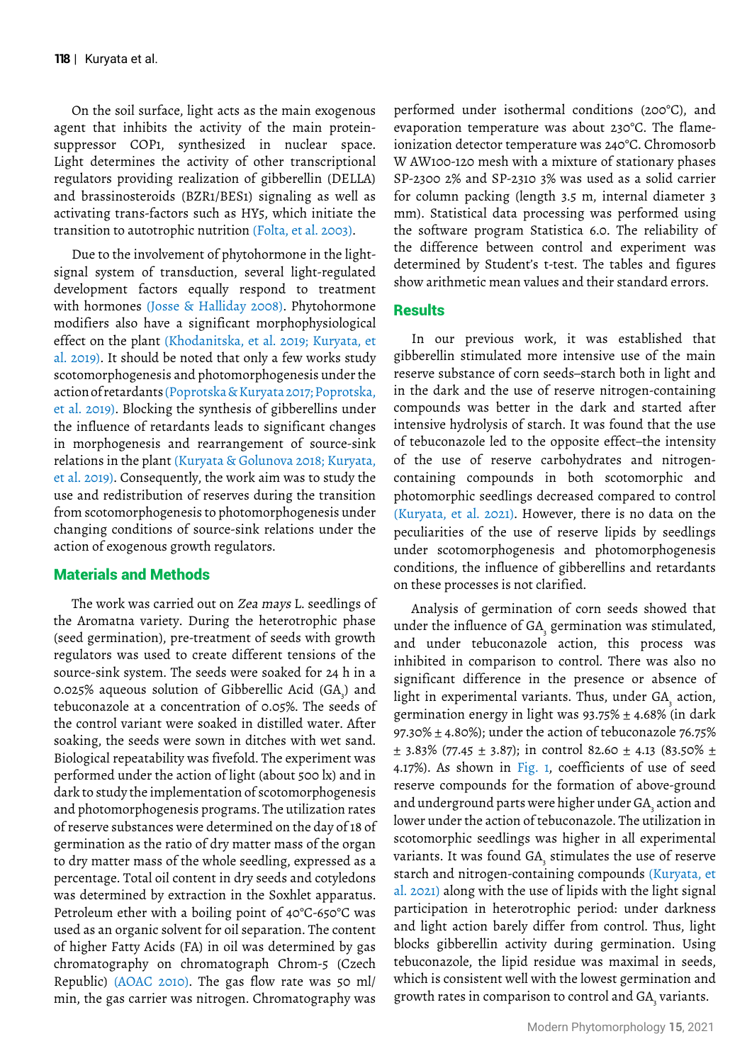On the soil surface, light acts as the main exogenous agent that inhibits the activity of the main protein-suppressor COP1, synthesized in nuclear space. Light determines the activity of other transcriptional regulators providing realization of gibberellin (DELLA) and brassinosteroids (BZR1/BES1) signaling as well as activating trans-factors such as HY5, which initiate the transition to autotrophic nutrition (Folta, et al. 2003).

Due to the involvement of phytohormone in the light-signal system of transduction, several light-regulated development factors equally respond to treatment with hormones (Josse & Halliday 2008). Phytohormone modifiers also have a significant morphophysiological effect on the plant (Khodanitska, et al. 2019; Kuryata, et al. 2019). It should be noted that only a few works study scotomorphogenesis and photomorphogenesis under the action of retardants (Poprotska & Kuryata 2017; Poprotska, et al. 2019). Blocking the synthesis of gibberellins under the influence of retardants leads to significant changes in morphogenesis and rearrangement of source-sink relations in the plant (Kuryata & Golunova 2018; Kuryata, et al. 2019). Consequently, the work aim was to study the use and redistribution of reserves during the transition from scotomorphogenesis to photomorphogenesis under changing conditions of source-sink relations under the action of exogenous growth regulators.

## Materials and Methods

The work was carried out on *Zea mays* L. seedlings of the Aromatna variety. During the heterotrophic phase (seed germination), pre-treatment of seeds with growth regulators was used to create different tensions of the source-sink system. The seeds were soaked for 24 h in a 0.025% aqueous solution of Gibberellic Acid ($GA_3$) and tebuconazole at a concentration of 0.05%. The seeds of the control variant were soaked in distilled water. After soaking, the seeds were sown in ditches with wet sand. Biological repeatability was fivefold. The experiment was performed under the action of light (about 500 lx) and in dark to study the implementation of scotomorphogenesis and photomorphogenesis programs. The utilization rates of reserve substances were determined on the day of 18 of germination as the ratio of dry matter mass of the organ to dry matter mass of the whole seedling, expressed as a percentage. Total oil content in dry seeds and cotyledons was determined by extraction in the Soxhlet apparatus. Petroleum ether with a boiling point of 40°C-650°C was used as an organic solvent for oil separation. The content of higher Fatty Acids (FA) in oil was determined by gas chromatography on chromatograph Chrom-5 (Czech Republic) (AOAC 2010). The gas flow rate was 50 ml/min, the gas carrier was nitrogen. Chromatography was performed under isothermal conditions (200°C), and evaporation temperature was about 230°C. The flame-ionization detector temperature was 240°C. Chromosorb W AW100-120 mesh with a mixture of stationary phases SP-2300 2% and SP-2310 3% was used as a solid carrier for column packing (length 3.5 m, internal diameter 3 mm). Statistical data processing was performed using the software program Statistica 6.0. The reliability of the difference between control and experiment was determined by Student's t-test. The tables and figures show arithmetic mean values and their standard errors.

## Results

In our previous work, it was established that gibberellin stimulated more intensive use of the main reserve substance of corn seeds–starch both in light and in the dark and the use of reserve nitrogen-containing compounds was better in the dark and started after intensive hydrolysis of starch. It was found that the use of tebuconazole led to the opposite effect–the intensity of the use of reserve carbohydrates and nitrogen-containing compounds in both scotomorphic and photomorphic seedlings decreased compared to control (Kuryata, et al. 2021). However, there is no data on the peculiarities of the use of reserve lipids by seedlings under scotomorphogenesis and photomorphogenesis conditions, the influence of gibberellins and retardants on these processes is not clarified.

Analysis of germination of corn seeds showed that under the influence of $GA_3$ germination was stimulated, and under tebuconazole action, this process was inhibited in comparison to control. There was also no significant difference in the presence or absence of light in experimental variants. Thus, under $GA_3$ action, germination energy in light was 93.75% ± 4.68% (in dark 97.30% ± 4.80%); under the action of tebuconazole 76.75% ± 3.83% (77.45 ± 3.87); in control 82.60 ± 4.13 (83.50% ± 4.17%). As shown in Fig. 1, coefficients of use of seed reserve compounds for the formation of above-ground and underground parts were higher under $GA_3$ action and lower under the action of tebuconazole. The utilization in scotomorphic seedlings was higher in all experimental variants. It was found $GA_3$ stimulates the use of reserve starch and nitrogen-containing compounds (Kuryata, et al. 2021) along with the use of lipids with the light signal participation in heterotrophic period: under darkness and light action barely differ from control. Thus, light blocks gibberellin activity during germination. Using tebuconazole, the lipid residue was maximal in seeds, which is consistent well with the lowest germination and growth rates in comparison to control and $GA_3$ variants.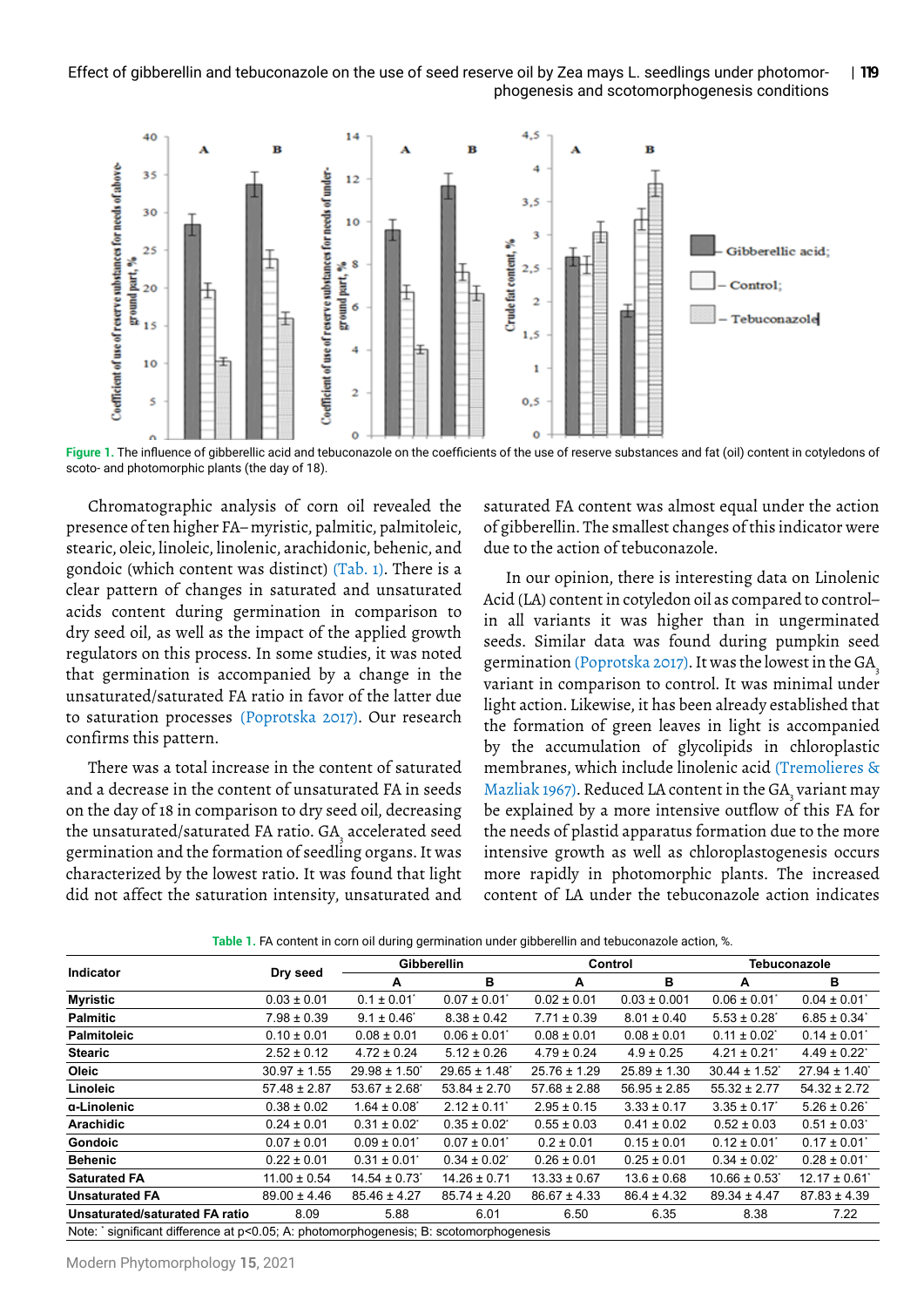Figure 1. The influence of gibberellic acid and tebuconazole on the coefficients of the use of reserve substances and fat (oil) content in cotyledons of scoto- and photomorphic plants (the day of 18).

Chromatographic analysis of corn oil revealed the presence of ten higher FA– myristic, palmitic, palmitoleic, stearic, oleic, linoleic, linolenic, arachidonic, behenic, and gondoic (which content was distinct) (Tab. 1). There is a clear pattern of changes in saturated and unsaturated acids content during germination in comparison to dry seed oil, as well as the impact of the applied growth regulators on this process. In some studies, it was noted that germination is accompanied by a change in the unsaturated/saturated FA ratio in favor of the latter due to saturation processes (Poprotska 2017). Our research confirms this pattern.

There was a total increase in the content of saturated and a decrease in the content of unsaturated FA in seeds on the day of 18 in comparison to dry seed oil, decreasing the unsaturated/saturated FA ratio. $GA_3$ accelerated seed germination and the formation of seedling organs. It was characterized by the lowest ratio. It was found that light did not affect the saturation intensity, unsaturated and saturated FA content was almost equal under the action of gibberellin. The smallest changes of this indicator were due to the action of tebuconazole.

In our opinion, there is interesting data on Linolenic Acid (LA) content in cotyledon oil as compared to control– in all variants it was higher than in ungerminated seeds. Similar data was found during pumpkin seed germination (Poprotska 2017). It was the lowest in the $GA_3$ variant in comparison to control. It was minimal under light action. Likewise, it has been already established that the formation of green leaves in light is accompanied by the accumulation of glycolipids in chloroplastic membranes, which include linolenic acid (Tremolieres & Mazliak 1967). Reduced LA content in the $GA_3$ variant may be explained by a more intensive outflow of this FA for the needs of plastid apparatus formation due to the more intensive growth as well as chloroplastogenesis occurs more rapidly in photomorphic plants. The increased content of LA under the tebuconazole action indicates

Table 1. FA content in corn oil during germination under gibberellin and tebuconazole action, %.

| Indicator | Dry seed | Gibberellin | | Control | | Tebuconazole | |
|---|---|---|---|---|---|---|---|
| | | A | B | A | B | A | B |
| Myristic | 0.03 ± 0.01 | 0.1 ± 0.01* | 0.07 ± 0.01* | 0.02 ± 0.01 | 0.03 ± 0.001 | 0.06 ± 0.01* | 0.04 ± 0.01* |
| Palmitic | 7.98 ± 0.39 | 9.1 ± 0.46* | 8.38 ± 0.42 | 7.71 ± 0.39 | 8.01 ± 0.40 | 5.53 ± 0.28* | 6.85 ± 0.34* |
| Palmitoleic | 0.10 ± 0.01 | 0.08 ± 0.01 | 0.06 ± 0.01* | 0.08 ± 0.01 | 0.08 ± 0.01 | 0.11 ± 0.02* | 0.14 ± 0.01* |
| Stearic | 2.52 ± 0.12 | 4.72 ± 0.24 | 5.12 ± 0.26 | 4.79 ± 0.24 | 4.9 ± 0.25 | 4.21 ± 0.21* | 4.49 ± 0.22* |
| Oleic | 30.97 ± 1.55 | 29.98 ± 1.50* | 29.65 ± 1.48* | 25.76 ± 1.29 | 25.89 ± 1.30 | 30.44 ± 1.52* | 27.94 ± 1.40* |
| Linoleic | 57.48 ± 2.87 | 53.67 ± 2.68* | 53.84 ± 2.70 | 57.68 ± 2.88 | 56.95 ± 2.85 | 55.32 ± 2.77 | 54.32 ± 2.72 |
| α-Linolenic | 0.38 ± 0.02 | 1.64 ± 0.08* | 2.12 ± 0.11* | 2.95 ± 0.15 | 3.33 ± 0.17 | 3.35 ± 0.17* | 5.26 ± 0.26* |
| Arachidic | 0.24 ± 0.01 | 0.31 ± 0.02* | 0.35 ± 0.02* | 0.55 ± 0.03 | 0.41 ± 0.02 | 0.52 ± 0.03 | 0.51 ± 0.03* |
| Gondoic | 0.07 ± 0.01 | 0.09 ± 0.01* | 0.07 ± 0.01* | 0.2 ± 0.01 | 0.15 ± 0.01 | 0.12 ± 0.01* | 0.17 ± 0.01* |
| Behenic | 0.22 ± 0.01 | 0.31 ± 0.01* | 0.34 ± 0.02* | 0.26 ± 0.01 | 0.25 ± 0.01 | 0.34 ± 0.02* | 0.28 ± 0.01* |
| Saturated FA | 11.00 ± 0.54 | 14.54 ± 0.73* | 14.26 ± 0.71 | 13.33 ± 0.67 | 13.6 ± 0.68 | 10.66 ± 0.53* | 12.17 ± 0.61* |
| Unsaturated FA | 89.00 ± 4.46 | 85.46 ± 4.27 | 85.74 ± 4.20 | 86.67 ± 4.33 | 86.4 ± 4.32 | 89.34 ± 4.47 | 87.83 ± 4.39 |
| Unsaturated/saturated FA ratio | 8.09 | 5.88 | 6.01 | 6.50 | 6.35 | 8.38 | 7.22 |

Note: * significant difference at p<0.05; A: photomorphogenesis; B: scotomorphogenesis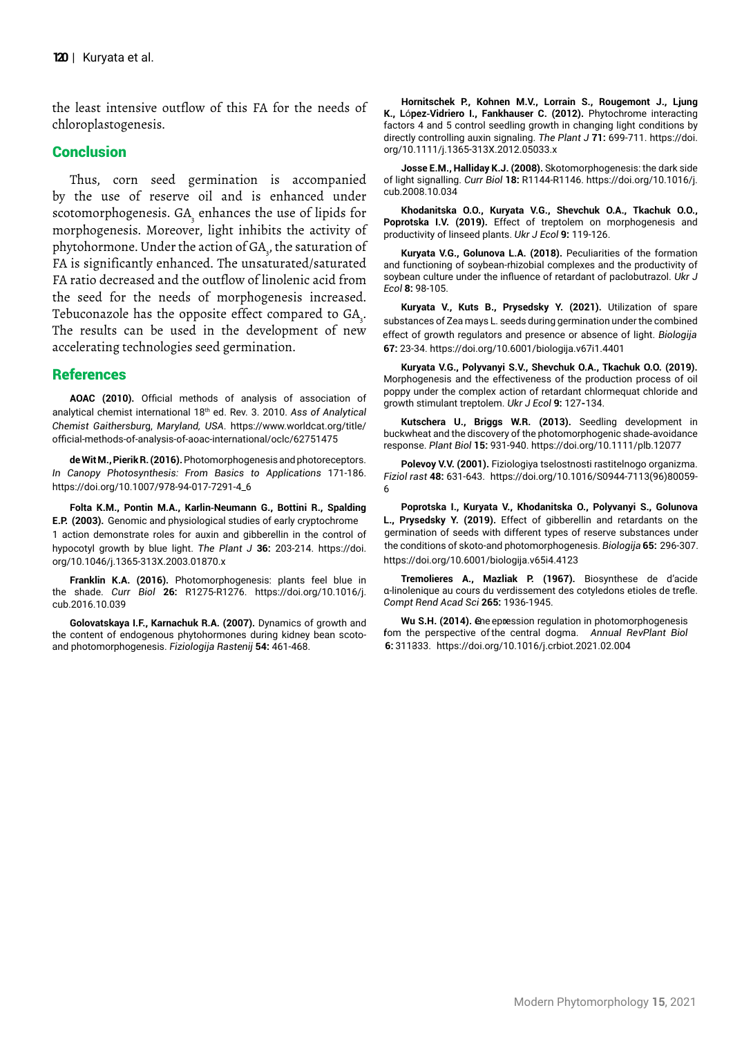the least intensive outflow of this FA for the needs of chloroplastogenesis.

## Conclusion

Thus, corn seed germination is accompanied by the use of reserve oil and is enhanced under scotomorphogenesis. $GA_3$ enhances the use of lipids for morphogenesis. Moreover, light inhibits the activity of phytohormone. Under the action of $GA_3$, the saturation of FA is significantly enhanced. The unsaturated/saturated FA ratio decreased and the outflow of linolenic acid from the seed for the needs of morphogenesis increased. Tebuconazole has the opposite effect compared to $GA_3$. The results can be used in the development of new accelerating technologies seed germination.

## References

**AOAC (2010).** Official methods of analysis of association of analytical chemist international 18th ed. Rev. 3. 2010. *Ass of Analytical Chemist Gaithersburg, Maryland, USA.* https://www.worldcat.org/title/official-methods-of-analysis-of-aoac-international/oclc/62751475

**de Wit M., Pierik R. (2016).** Photomorphogenesis and photoreceptors. *In Canopy Photosynthesis: From Basics to Applications* 171-186. https://doi.org/10.1007/978-94-017-7291-4_6

**Folta K.M., Pontin M.A., Karlin-Neumann G., Bottini R., Spalding E.P. (2003).** Genomic and physiological studies of early cryptochrome 1 action demonstrate roles for auxin and gibberellin in the control of hypocotyl growth by blue light. *The Plant J* **36:** 203-214. https://doi.org/10.1046/j.1365-313X.2003.01870.x

**Franklin K.A. (2016).** Photomorphogenesis: plants feel blue in the shade. *Curr Biol* **26:** R1275-R1276. https://doi.org/10.1016/j.cub.2016.10.039

**Golovatskaya I.F., Karnachuk R.A. (2007).** Dynamics of growth and the content of endogenous phytohormones during kidney bean scoto- and photomorphogenesis. *Fiziologija Rastenij* **54:** 461-468.

**Hornitschek P., Kohnen M.V., Lorrain S., Rougemont J., Ljung K., López-Vidriero I., Fankhauser C. (2012).** Phytochrome interacting factors 4 and 5 control seedling growth in changing light conditions by directly controlling auxin signaling. *The Plant J* **71:** 699-711. https://doi.org/10.1111/j.1365-313X.2012.05033.x

**Josse E.M., Halliday K.J. (2008).** Skotomorphogenesis: the dark side of light signalling. *Curr Biol* **18:** R1144-R1146. https://doi.org/10.1016/j.cub.2008.10.034

**Khodanitska O.O., Kuryata V.G., Shevchuk O.A., Tkachuk O.O., Poprotska I.V. (2019).** Effect of treptolem on morphogenesis and productivity of linseed plants. *Ukr J Ecol* **9:** 119-126.

**Kuryata V.G., Golunova L.A. (2018).** Peculiarities of the formation and functioning of soybean-rhizobial complexes and the productivity of soybean culture under the influence of retardant of paclobutrazol. *Ukr J Ecol* **8:** 98-105.

**Kuryata V., Kuts B., Prysedsky Y. (2021).** Utilization of spare substances of Zea mays L. seeds during germination under the combined effect of growth regulators and presence or absence of light. *Biologija* **67:** 23-34. https://doi.org/10.6001/biologija.v67i1.4401

**Kuryata V.G., Polyvanyi S.V., Shevchuk O.A., Tkachuk O.O. (2019).** Morphogenesis and the effectiveness of the production process of oil poppy under the complex action of retardant chlormequat chloride and growth stimulant treptolem. *Ukr J Ecol* **9:** 127-134.

**Kutschera U., Briggs W.R. (2013).** Seedling development in buckwheat and the discovery of the photomorphogenic shade-avoidance response. *Plant Biol* **15:** 931-940. https://doi.org/10.1111/plb.12077

**Polevoy V.V. (2001).** Fiziologiya tselostnosti rastitelnogo organizma. *Fiziol rast* **48:** 631-643. https://doi.org/10.1016/S0944-7113(96)80059-6

**Poprotska I., Kuryata V., Khodanitska O., Polyvanyi S., Golunova L., Prysedsky Y. (2019).** Effect of gibberellin and retardants on the germination of seeds with different types of reserve substances under the conditions of skoto-and photomorphogenesis. *Biologija* **65:** 296-307. https://doi.org/10.6001/biologija.v65i4.4123

**Tremolieres A., Mazliak P. (1967).** Biosynthese de d'acide α-linolenique au cours du verdissement des cotyledons etioles de trefle. *Compt Rend Acad Sci* **265:** 1936-1945.

**Wu S.H. (2014).** Gene expression regulation in photomorphogenesis from the perspective of the central dogma. *Annual Rev Plant Biol* **6:** 311-333. https://doi.org/10.1016/j.crbiot.2021.02.004